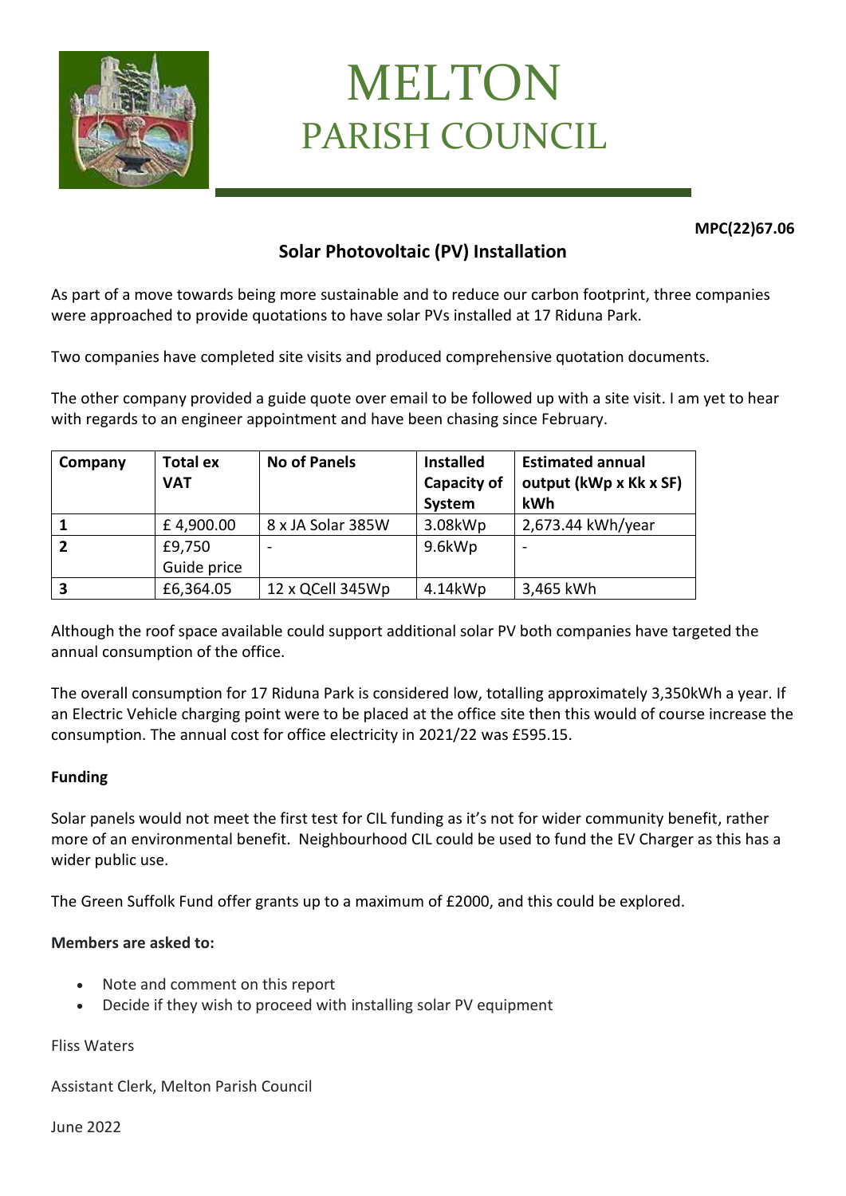# MELTON
## PARISH COUNCIL

**MPC(22)67.06**

### Solar Photovoltaic (PV) Installation

As part of a move towards being more sustainable and to reduce our carbon footprint, three companies were approached to provide quotations to have solar PVs installed at 17 Riduna Park.

Two companies have completed site visits and produced comprehensive quotation documents.

The other company provided a guide quote over email to be followed up with a site visit. I am yet to hear with regards to an engineer appointment and have been chasing since February.

| Company | Total ex VAT | No of Panels | Installed Capacity of System | Estimated annual output (kWp x Kk x SF) kWh |
|---|---|---|---|---|
| **1** | £ 4,900.00 | 8 x JA Solar 385W | 3.08kWp | 2,673.44 kWh/year |
| **2** | £9,750 Guide price | - | 9.6kWp | - |
| **3** | £6,364.05 | 12 x QCell 345Wp | 4.14kWp | 3,465 kWh |

Although the roof space available could support additional solar PV both companies have targeted the annual consumption of the office.

The overall consumption for 17 Riduna Park is considered low, totalling approximately 3,350kWh a year. If an Electric Vehicle charging point were to be placed at the office site then this would of course increase the consumption. The annual cost for office electricity in 2021/22 was £595.15.

**Funding**

Solar panels would not meet the first test for CIL funding as it's not for wider community benefit, rather more of an environmental benefit. Neighbourhood CIL could be used to fund the EV Charger as this has a wider public use.

The Green Suffolk Fund offer grants up to a maximum of £2000, and this could be explored.

**Members are asked to:**

- Note and comment on this report
- Decide if they wish to proceed with installing solar PV equipment

Fliss Waters

Assistant Clerk, Melton Parish Council

June 2022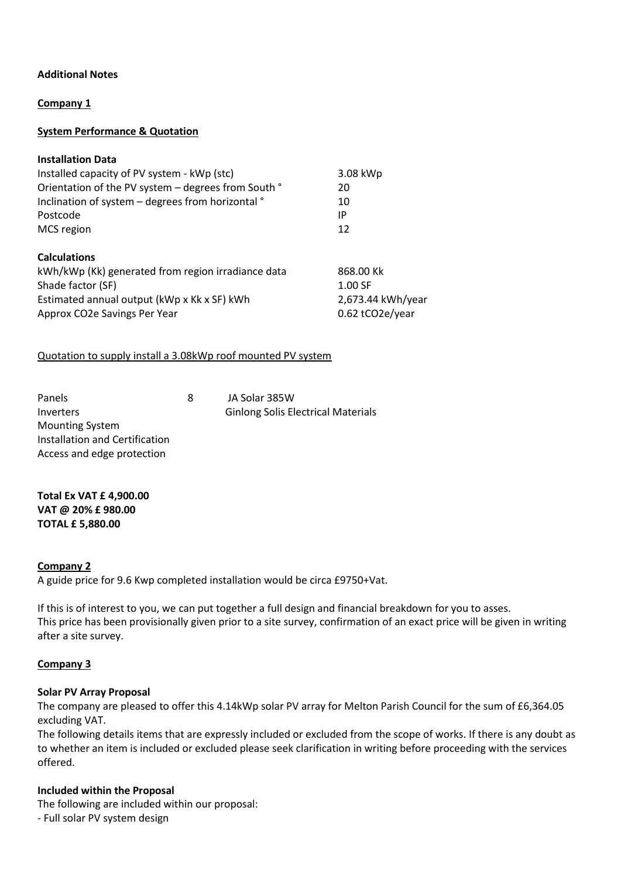**Additional Notes**

**Company 1**

**System Performance & Quotation**

**Installation Data**

| | |
|---|---|
| Installed capacity of PV system - kWp (stc) | 3.08 kWp |
| Orientation of the PV system – degrees from South ° | 20 |
| Inclination of system – degrees from horizontal ° | 10 |
| Postcode | IP |
| MCS region | 12 |

**Calculations**

| | |
|---|---|
| kWh/kWp (Kk) generated from region irradiance data | 868.00 Kk |
| Shade factor (SF) | 1.00 SF |
| Estimated annual output (kWp x Kk x SF) kWh | 2,673.44 kWh/year |
| Approx CO2e Savings Per Year | 0.62 tCO2e/year |

Quotation to supply install a 3.08kWp roof mounted PV system

| | | |
|---|---|---|
| Panels | 8 | JA Solar 385W |
| Inverters | | Ginlong Solis Electrical Materials |
| Mounting System | | |
| Installation and Certification | | |
| Access and edge protection | | |

**Total Ex VAT £ 4,900.00**
**VAT @ 20% £ 980.00**
**TOTAL £ 5,880.00**

**Company 2**

A guide price for 9.6 Kwp completed installation would be circa £9750+Vat.

If this is of interest to you, we can put together a full design and financial breakdown for you to asses.
This price has been provisionally given prior to a site survey, confirmation of an exact price will be given in writing after a site survey.

**Company 3**

**Solar PV Array Proposal**

The company are pleased to offer this 4.14kWp solar PV array for Melton Parish Council for the sum of £6,364.05 excluding VAT.

The following details items that are expressly included or excluded from the scope of works. If there is any doubt as to whether an item is included or excluded please seek clarification in writing before proceeding with the services offered.

**Included within the Proposal**

The following are included within our proposal:

- Full solar PV system design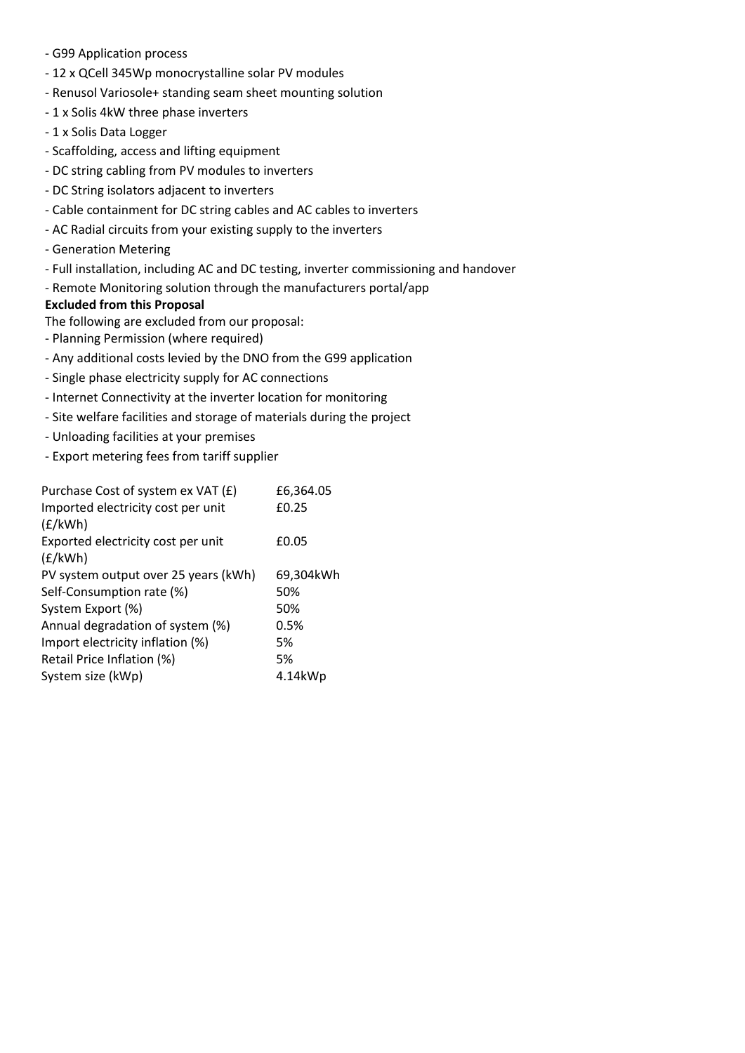- G99 Application process
- 12 x QCell 345Wp monocrystalline solar PV modules
- Renusol Variosole+ standing seam sheet mounting solution
- 1 x Solis 4kW three phase inverters
- 1 x Solis Data Logger
- Scaffolding, access and lifting equipment
- DC string cabling from PV modules to inverters
- DC String isolators adjacent to inverters
- Cable containment for DC string cables and AC cables to inverters
- AC Radial circuits from your existing supply to the inverters
- Generation Metering
- Full installation, including AC and DC testing, inverter commissioning and handover
- Remote Monitoring solution through the manufacturers portal/app

**Excluded from this Proposal**

The following are excluded from our proposal:

- Planning Permission (where required)
- Any additional costs levied by the DNO from the G99 application
- Single phase electricity supply for AC connections
- Internet Connectivity at the inverter location for monitoring
- Site welfare facilities and storage of materials during the project
- Unloading facilities at your premises
- Export metering fees from tariff supplier

| | |
|---|---|
| Purchase Cost of system ex VAT (£) | £6,364.05 |
| Imported electricity cost per unit (£/kWh) | £0.25 |
| Exported electricity cost per unit (£/kWh) | £0.05 |
| PV system output over 25 years (kWh) | 69,304kWh |
| Self-Consumption rate (%) | 50% |
| System Export (%) | 50% |
| Annual degradation of system (%) | 0.5% |
| Import electricity inflation (%) | 5% |
| Retail Price Inflation (%) | 5% |
| System size (kWp) | 4.14kWp |